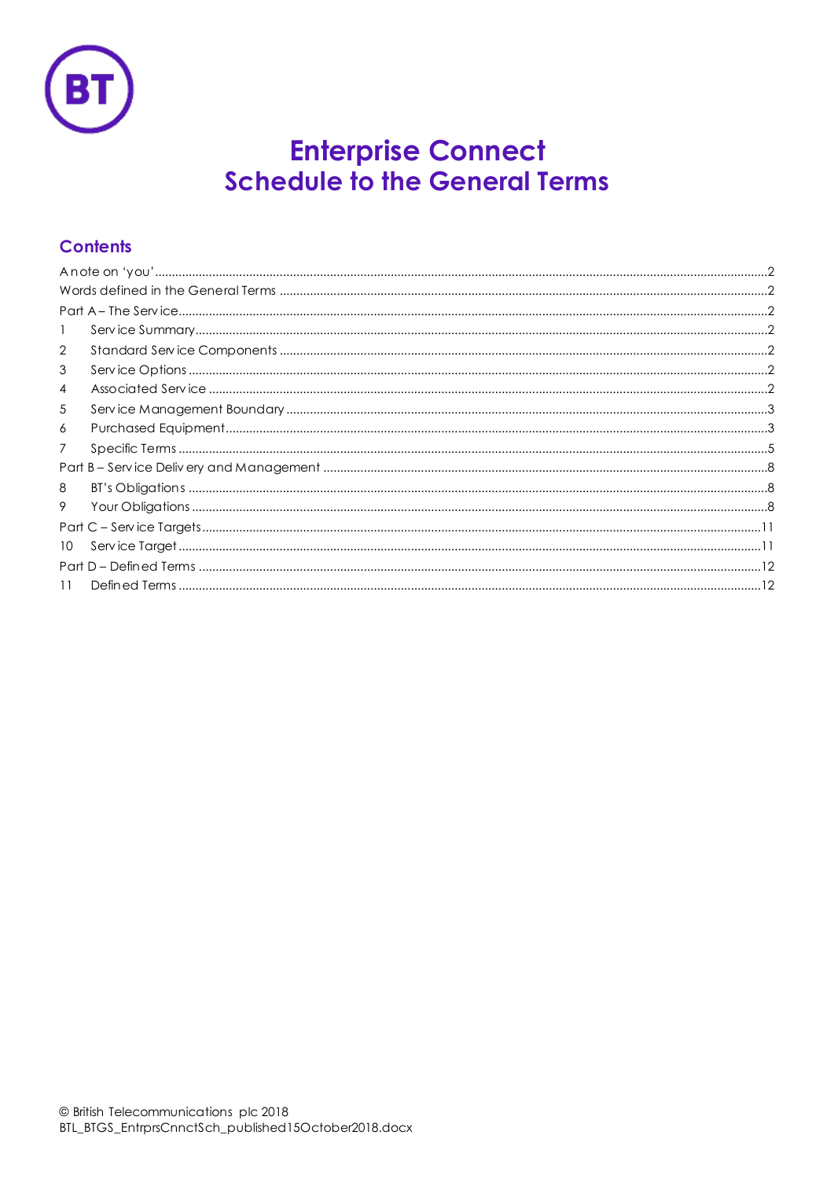# Enterprise Connect
# Schedule to the General Terms

## Contents

A note on 'you'.....2
Words defined in the General Terms.....2
Part A – The Service.....2
1 Service Summary.....2
2 Standard Service Components.....2
3 Service Options.....2
4 Associated Service.....2
5 Service Management Boundary.....3
6 Purchased Equipment.....3
7 Specific Terms.....5
Part B – Service Delivery and Management.....8
8 BT's Obligations.....8
9 Your Obligations.....8
Part C – Service Targets.....11
10 Service Target.....11
Part D – Defined Terms.....12
11 Defined Terms.....12

© British Telecommunications plc 2018
BTL_BTGS_EntrprsCnnctSch_published15October2018.docx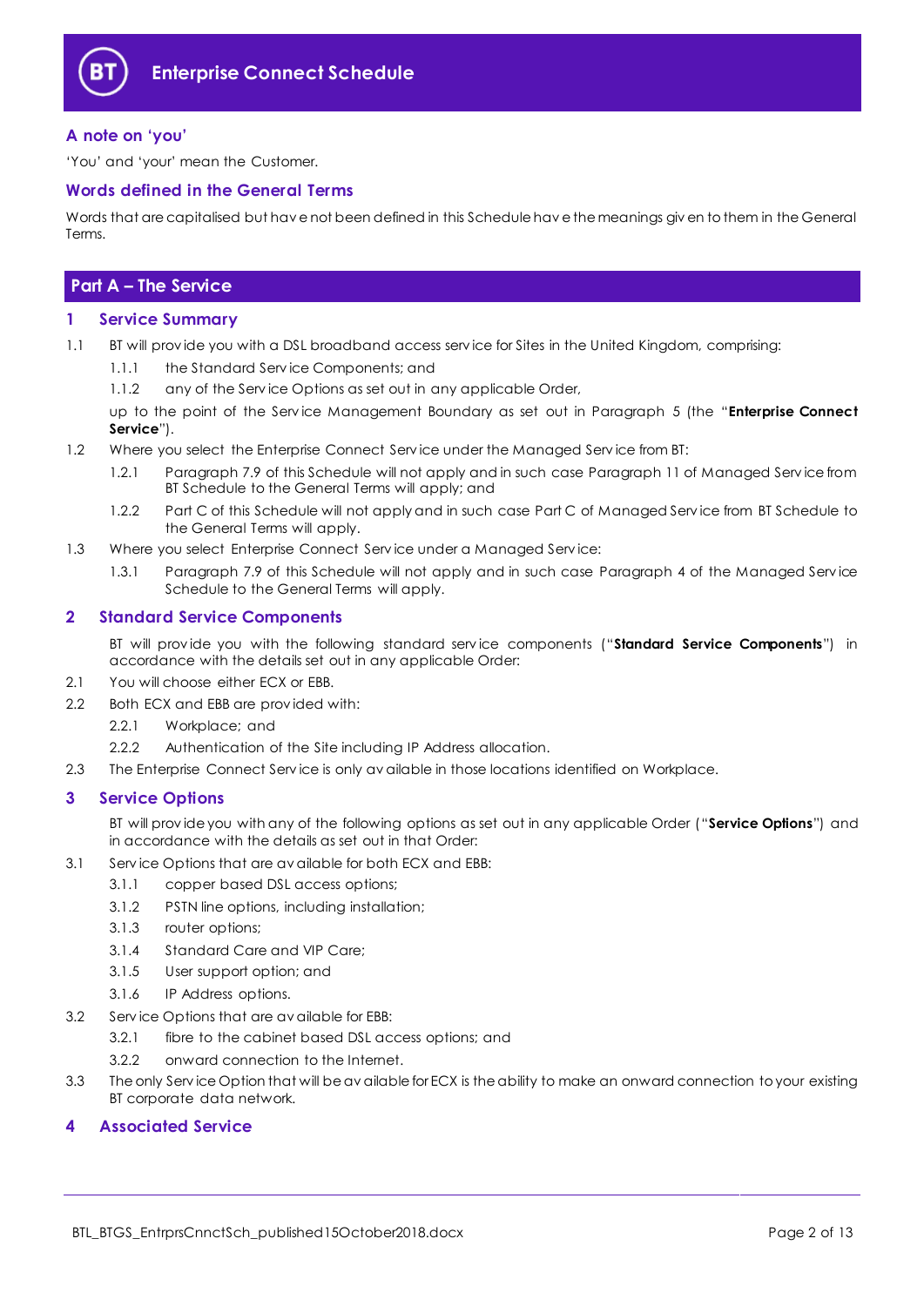# Enterprise Connect Schedule

## A note on 'you'

'You' and 'your' mean the Customer.

## Words defined in the General Terms

Words that are capitalised but have not been defined in this Schedule have the meanings given to them in the General Terms.

## Part A – The Service

### 1 Service Summary

1.1 BT will provide you with a DSL broadband access service for Sites in the United Kingdom, comprising:

1.1.1 the Standard Service Components; and

1.1.2 any of the Service Options as set out in any applicable Order,

up to the point of the Service Management Boundary as set out in Paragraph 5 (the "**Enterprise Connect Service**").

1.2 Where you select the Enterprise Connect Service under the Managed Service from BT:

1.2.1 Paragraph 7.9 of this Schedule will not apply and in such case Paragraph 11 of Managed Service from BT Schedule to the General Terms will apply; and

1.2.2 Part C of this Schedule will not apply and in such case Part C of Managed Service from BT Schedule to the General Terms will apply.

1.3 Where you select Enterprise Connect Service under a Managed Service:

1.3.1 Paragraph 7.9 of this Schedule will not apply and in such case Paragraph 4 of the Managed Service Schedule to the General Terms will apply.

### 2 Standard Service Components

BT will provide you with the following standard service components ("**Standard Service Components**") in accordance with the details set out in any applicable Order:

2.1 You will choose either ECX or EBB.

2.2 Both ECX and EBB are provided with:

2.2.1 Workplace; and

2.2.2 Authentication of the Site including IP Address allocation.

2.3 The Enterprise Connect Service is only available in those locations identified on Workplace.

### 3 Service Options

BT will provide you with any of the following options as set out in any applicable Order ("**Service Options**") and in accordance with the details as set out in that Order:

3.1 Service Options that are available for both ECX and EBB:

3.1.1 copper based DSL access options;

3.1.2 PSTN line options, including installation;

3.1.3 router options;

3.1.4 Standard Care and VIP Care;

3.1.5 User support option; and

3.1.6 IP Address options.

3.2 Service Options that are available for EBB:

3.2.1 fibre to the cabinet based DSL access options; and

3.2.2 onward connection to the Internet.

3.3 The only Service Option that will be available for ECX is the ability to make an onward connection to your existing BT corporate data network.

### 4 Associated Service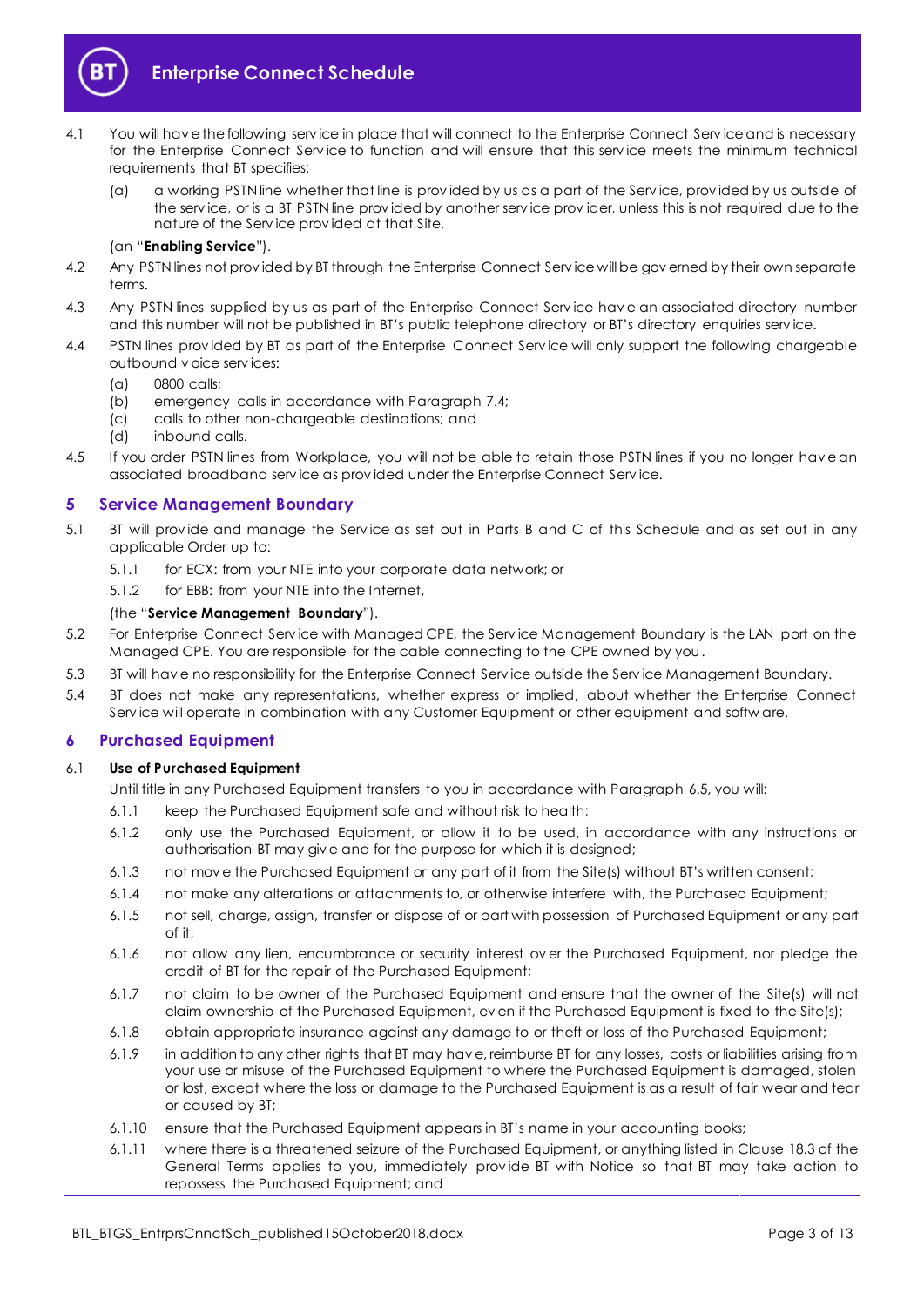4.1 You will have the following service in place that will connect to the Enterprise Connect Service and is necessary for the Enterprise Connect Service to function and will ensure that this service meets the minimum technical requirements that BT specifies:

(a) a working PSTN line whether that line is provided by us as a part of the Service, provided by us outside of the service, or is a BT PSTN line provided by another service provider, unless this is not required due to the nature of the Service provided at that Site,

(an "**Enabling Service**").

4.2 Any PSTN lines not provided by BT through the Enterprise Connect Service will be governed by their own separate terms.

4.3 Any PSTN lines supplied by us as part of the Enterprise Connect Service have an associated directory number and this number will not be published in BT's public telephone directory or BT's directory enquiries service.

4.4 PSTN lines provided by BT as part of the Enterprise Connect Service will only support the following chargeable outbound voice services:

(a) 0800 calls;
(b) emergency calls in accordance with Paragraph 7.4;
(c) calls to other non-chargeable destinations; and
(d) inbound calls.

4.5 If you order PSTN lines from Workplace, you will not be able to retain those PSTN lines if you no longer have an associated broadband service as provided under the Enterprise Connect Service.

## 5 Service Management Boundary

5.1 BT will provide and manage the Service as set out in Parts B and C of this Schedule and as set out in any applicable Order up to:

5.1.1 for ECX: from your NTE into your corporate data network; or

5.1.2 for EBB: from your NTE into the Internet,

(the "**Service Management Boundary**").

5.2 For Enterprise Connect Service with Managed CPE, the Service Management Boundary is the LAN port on the Managed CPE. You are responsible for the cable connecting to the CPE owned by you.

5.3 BT will have no responsibility for the Enterprise Connect Service outside the Service Management Boundary.

5.4 BT does not make any representations, whether express or implied, about whether the Enterprise Connect Service will operate in combination with any Customer Equipment or other equipment and software.

## 6 Purchased Equipment

6.1 **Use of Purchased Equipment**

Until title in any Purchased Equipment transfers to you in accordance with Paragraph 6.5, you will:

6.1.1 keep the Purchased Equipment safe and without risk to health;

6.1.2 only use the Purchased Equipment, or allow it to be used, in accordance with any instructions or authorisation BT may give and for the purpose for which it is designed;

6.1.3 not move the Purchased Equipment or any part of it from the Site(s) without BT's written consent;

6.1.4 not make any alterations or attachments to, or otherwise interfere with, the Purchased Equipment;

6.1.5 not sell, charge, assign, transfer or dispose of or part with possession of Purchased Equipment or any part of it;

6.1.6 not allow any lien, encumbrance or security interest over the Purchased Equipment, nor pledge the credit of BT for the repair of the Purchased Equipment;

6.1.7 not claim to be owner of the Purchased Equipment and ensure that the owner of the Site(s) will not claim ownership of the Purchased Equipment, even if the Purchased Equipment is fixed to the Site(s);

6.1.8 obtain appropriate insurance against any damage to or theft or loss of the Purchased Equipment;

6.1.9 in addition to any other rights that BT may have, reimburse BT for any losses, costs or liabilities arising from your use or misuse of the Purchased Equipment to where the Purchased Equipment is damaged, stolen or lost, except where the loss or damage to the Purchased Equipment is as a result of fair wear and tear or caused by BT;

6.1.10 ensure that the Purchased Equipment appears in BT's name in your accounting books;

6.1.11 where there is a threatened seizure of the Purchased Equipment, or anything listed in Clause 18.3 of the General Terms applies to you, immediately provide BT with Notice so that BT may take action to repossess the Purchased Equipment; and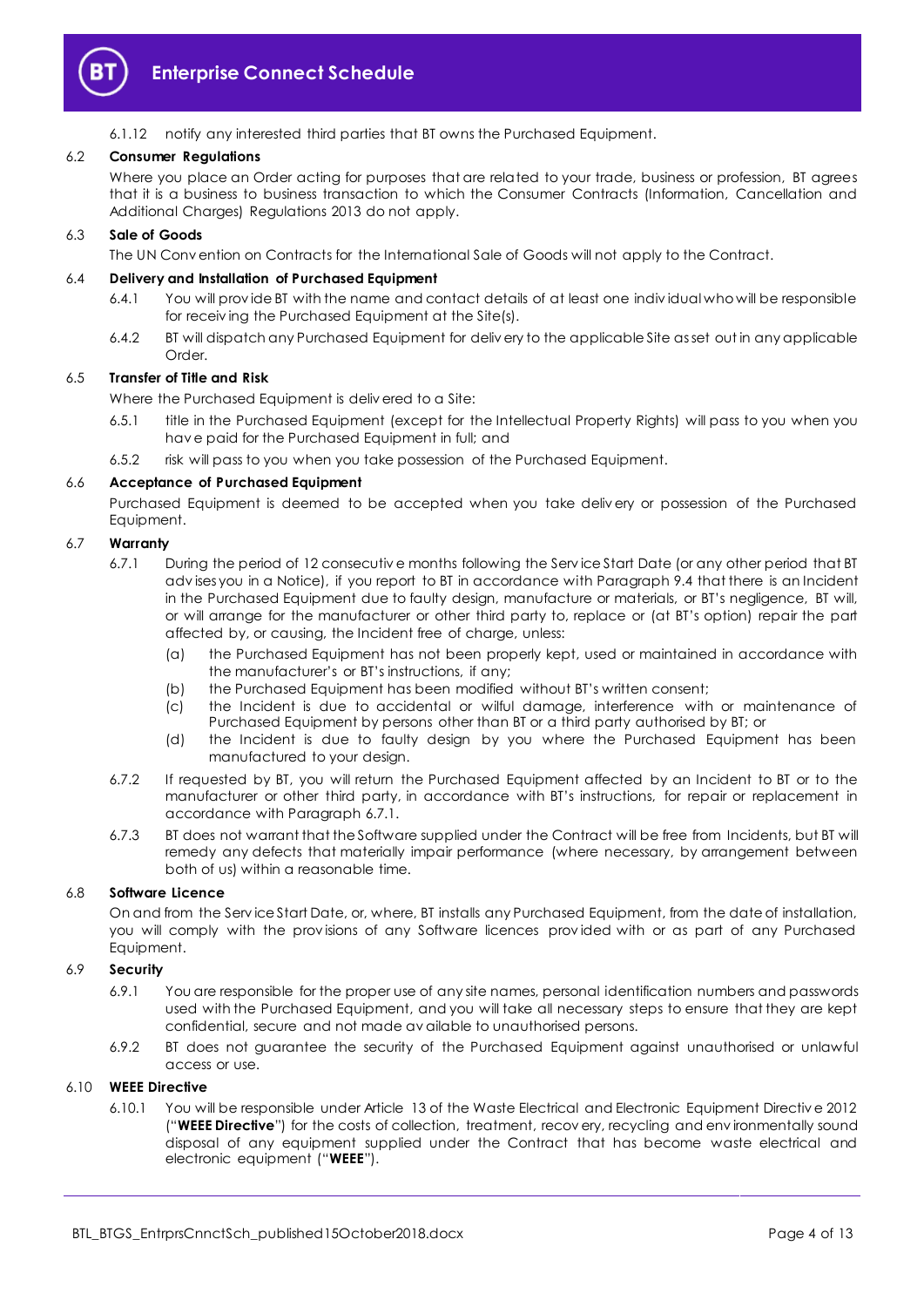6.1.12 notify any interested third parties that BT owns the Purchased Equipment.

### 6.2 Consumer Regulations

Where you place an Order acting for purposes that are related to your trade, business or profession, BT agrees that it is a business to business transaction to which the Consumer Contracts (Information, Cancellation and Additional Charges) Regulations 2013 do not apply.

### 6.3 Sale of Goods

The UN Convention on Contracts for the International Sale of Goods will not apply to the Contract.

### 6.4 Delivery and Installation of Purchased Equipment

6.4.1 You will provide BT with the name and contact details of at least one individual who will be responsible for receiving the Purchased Equipment at the Site(s).

6.4.2 BT will dispatch any Purchased Equipment for delivery to the applicable Site as set out in any applicable Order.

### 6.5 Transfer of Title and Risk

Where the Purchased Equipment is delivered to a Site:

6.5.1 title in the Purchased Equipment (except for the Intellectual Property Rights) will pass to you when you have paid for the Purchased Equipment in full; and

6.5.2 risk will pass to you when you take possession of the Purchased Equipment.

### 6.6 Acceptance of Purchased Equipment

Purchased Equipment is deemed to be accepted when you take delivery or possession of the Purchased Equipment.

### 6.7 Warranty

6.7.1 During the period of 12 consecutive months following the Service Start Date (or any other period that BT advises you in a Notice), if you report to BT in accordance with Paragraph 9.4 that there is an Incident in the Purchased Equipment due to faulty design, manufacture or materials, or BT's negligence, BT will, or will arrange for the manufacturer or other third party to, replace or (at BT's option) repair the part affected by, or causing, the Incident free of charge, unless:

(a) the Purchased Equipment has not been properly kept, used or maintained in accordance with the manufacturer's or BT's instructions, if any;

(b) the Purchased Equipment has been modified without BT's written consent;

(c) the Incident is due to accidental or wilful damage, interference with or maintenance of Purchased Equipment by persons other than BT or a third party authorised by BT; or

(d) the Incident is due to faulty design by you where the Purchased Equipment has been manufactured to your design.

6.7.2 If requested by BT, you will return the Purchased Equipment affected by an Incident to BT or to the manufacturer or other third party, in accordance with BT's instructions, for repair or replacement in accordance with Paragraph 6.7.1.

6.7.3 BT does not warrant that the Software supplied under the Contract will be free from Incidents, but BT will remedy any defects that materially impair performance (where necessary, by arrangement between both of us) within a reasonable time.

### 6.8 Software Licence

On and from the Service Start Date, or, where, BT installs any Purchased Equipment, from the date of installation, you will comply with the provisions of any Software licences provided with or as part of any Purchased Equipment.

### 6.9 Security

6.9.1 You are responsible for the proper use of any site names, personal identification numbers and passwords used with the Purchased Equipment, and you will take all necessary steps to ensure that they are kept confidential, secure and not made available to unauthorised persons.

6.9.2 BT does not guarantee the security of the Purchased Equipment against unauthorised or unlawful access or use.

### 6.10 WEEE Directive

6.10.1 You will be responsible under Article 13 of the Waste Electrical and Electronic Equipment Directive 2012 ("**WEEE Directive**") for the costs of collection, treatment, recovery, recycling and environmentally sound disposal of any equipment supplied under the Contract that has become waste electrical and electronic equipment ("**WEEE**").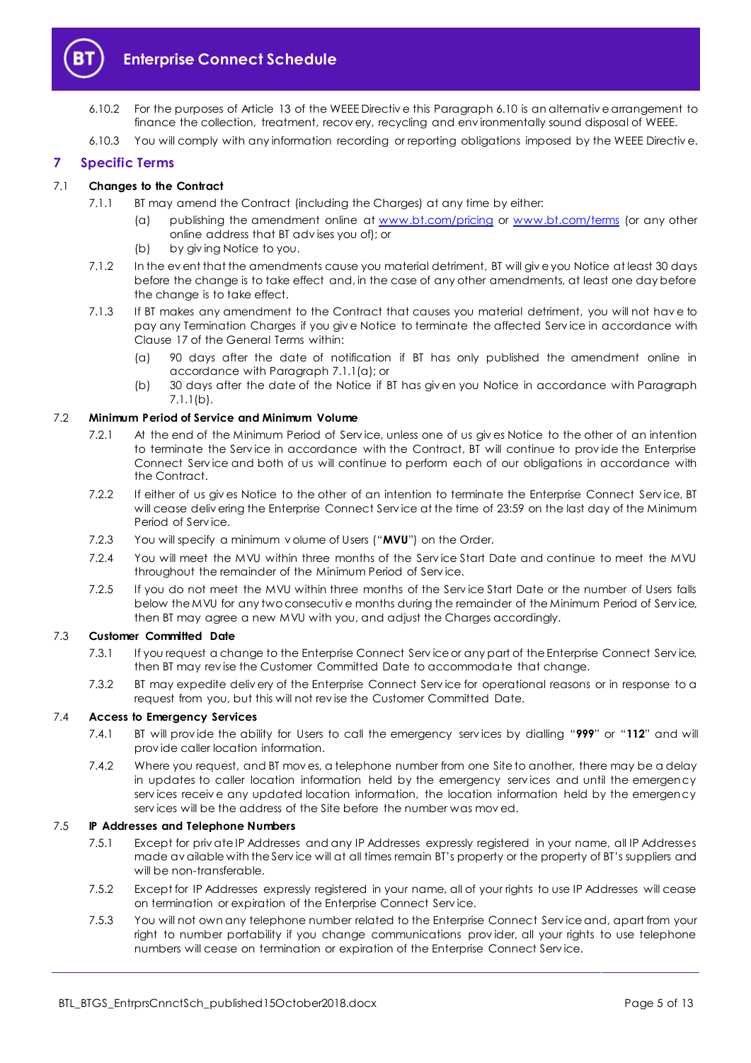6.10.2 For the purposes of Article 13 of the WEEE Directive this Paragraph 6.10 is an alternative arrangement to finance the collection, treatment, recovery, recycling and environmentally sound disposal of WEEE.

6.10.3 You will comply with any information recording or reporting obligations imposed by the WEEE Directive.

## 7 Specific Terms

### 7.1 Changes to the Contract

7.1.1 BT may amend the Contract (including the Charges) at any time by either:

(a) publishing the amendment online at www.bt.com/pricing or www.bt.com/terms (or any other online address that BT advises you of); or

(b) by giving Notice to you.

7.1.2 In the event that the amendments cause you material detriment, BT will give you Notice at least 30 days before the change is to take effect and, in the case of any other amendments, at least one day before the change is to take effect.

7.1.3 If BT makes any amendment to the Contract that causes you material detriment, you will not have to pay any Termination Charges if you give Notice to terminate the affected Service in accordance with Clause 17 of the General Terms within:

(a) 90 days after the date of notification if BT has only published the amendment online in accordance with Paragraph 7.1.1(a); or

(b) 30 days after the date of the Notice if BT has given you Notice in accordance with Paragraph 7.1.1(b).

### 7.2 Minimum Period of Service and Minimum Volume

7.2.1 At the end of the Minimum Period of Service, unless one of us gives Notice to the other of an intention to terminate the Service in accordance with the Contract, BT will continue to provide the Enterprise Connect Service and both of us will continue to perform each of our obligations in accordance with the Contract.

7.2.2 If either of us gives Notice to the other of an intention to terminate the Enterprise Connect Service, BT will cease delivering the Enterprise Connect Service at the time of 23:59 on the last day of the Minimum Period of Service.

7.2.3 You will specify a minimum volume of Users ("**MVU**") on the Order.

7.2.4 You will meet the MVU within three months of the Service Start Date and continue to meet the MVU throughout the remainder of the Minimum Period of Service.

7.2.5 If you do not meet the MVU within three months of the Service Start Date or the number of Users falls below the MVU for any two consecutive months during the remainder of the Minimum Period of Service, then BT may agree a new MVU with you, and adjust the Charges accordingly.

### 7.3 Customer Committed Date

7.3.1 If you request a change to the Enterprise Connect Service or any part of the Enterprise Connect Service, then BT may revise the Customer Committed Date to accommodate that change.

7.3.2 BT may expedite delivery of the Enterprise Connect Service for operational reasons or in response to a request from you, but this will not revise the Customer Committed Date.

### 7.4 Access to Emergency Services

7.4.1 BT will provide the ability for Users to call the emergency services by dialling "**999**" or "**112**" and will provide caller location information.

7.4.2 Where you request, and BT moves, a telephone number from one Site to another, there may be a delay in updates to caller location information held by the emergency services and until the emergency services receive any updated location information, the location information held by the emergency services will be the address of the Site before the number was moved.

### 7.5 IP Addresses and Telephone Numbers

7.5.1 Except for private IP Addresses and any IP Addresses expressly registered in your name, all IP Addresses made available with the Service will at all times remain BT's property or the property of BT's suppliers and will be non-transferable.

7.5.2 Except for IP Addresses expressly registered in your name, all of your rights to use IP Addresses will cease on termination or expiration of the Enterprise Connect Service.

7.5.3 You will not own any telephone number related to the Enterprise Connect Service and, apart from your right to number portability if you change communications provider, all your rights to use telephone numbers will cease on termination or expiration of the Enterprise Connect Service.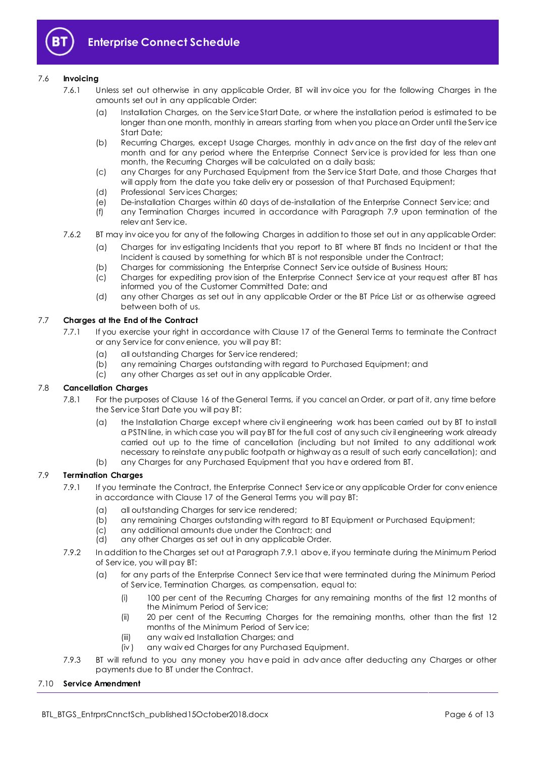### 7.6 **Invoicing**

7.6.1 Unless set out otherwise in any applicable Order, BT will invoice you for the following Charges in the amounts set out in any applicable Order:

(a) Installation Charges, on the Service Start Date, or where the installation period is estimated to be longer than one month, monthly in arrears starting from when you place an Order until the Service Start Date;

(b) Recurring Charges, except Usage Charges, monthly in advance on the first day of the relevant month and for any period where the Enterprise Connect Service is provided for less than one month, the Recurring Charges will be calculated on a daily basis;

(c) any Charges for any Purchased Equipment from the Service Start Date, and those Charges that will apply from the date you take delivery or possession of that Purchased Equipment;

(d) Professional Services Charges;

(e) De-installation Charges within 60 days of de-installation of the Enterprise Connect Service; and

(f) any Termination Charges incurred in accordance with Paragraph 7.9 upon termination of the relevant Service.

7.6.2 BT may invoice you for any of the following Charges in addition to those set out in any applicable Order:

(a) Charges for investigating Incidents that you report to BT where BT finds no Incident or that the Incident is caused by something for which BT is not responsible under the Contract;

(b) Charges for commissioning the Enterprise Connect Service outside of Business Hours;

(c) Charges for expediting provision of the Enterprise Connect Service at your request after BT has informed you of the Customer Committed Date; and

(d) any other Charges as set out in any applicable Order or the BT Price List or as otherwise agreed between both of us.

### 7.7 **Charges at the End of the Contract**

7.7.1 If you exercise your right in accordance with Clause 17 of the General Terms to terminate the Contract or any Service for convenience, you will pay BT:

(a) all outstanding Charges for Service rendered;

(b) any remaining Charges outstanding with regard to Purchased Equipment; and

(c) any other Charges as set out in any applicable Order.

### 7.8 **Cancellation Charges**

7.8.1 For the purposes of Clause 16 of the General Terms, if you cancel an Order, or part of it, any time before the Service Start Date you will pay BT:

(a) the Installation Charge except where civil engineering work has been carried out by BT to install a PSTN line, in which case you will pay BT for the full cost of any such civil engineering work already carried out up to the time of cancellation (including but not limited to any additional work necessary to reinstate any public footpath or highway as a result of such early cancellation); and

(b) any Charges for any Purchased Equipment that you have ordered from BT.

### 7.9 **Termination Charges**

7.9.1 If you terminate the Contract, the Enterprise Connect Service or any applicable Order for convenience in accordance with Clause 17 of the General Terms you will pay BT:

(a) all outstanding Charges for service rendered;

(b) any remaining Charges outstanding with regard to BT Equipment or Purchased Equipment;

(c) any additional amounts due under the Contract; and

(d) any other Charges as set out in any applicable Order.

7.9.2 In addition to the Charges set out at Paragraph 7.9.1 above, if you terminate during the Minimum Period of Service, you will pay BT:

(a) for any parts of the Enterprise Connect Service that were terminated during the Minimum Period of Service, Termination Charges, as compensation, equal to:

(i) 100 per cent of the Recurring Charges for any remaining months of the first 12 months of the Minimum Period of Service;

(ii) 20 per cent of the Recurring Charges for the remaining months, other than the first 12 months of the Minimum Period of Service;

(iii) any waived Installation Charges; and

(iv) any waived Charges for any Purchased Equipment.

7.9.3 BT will refund to you any money you have paid in advance after deducting any Charges or other payments due to BT under the Contract.

### 7.10 **Service Amendment**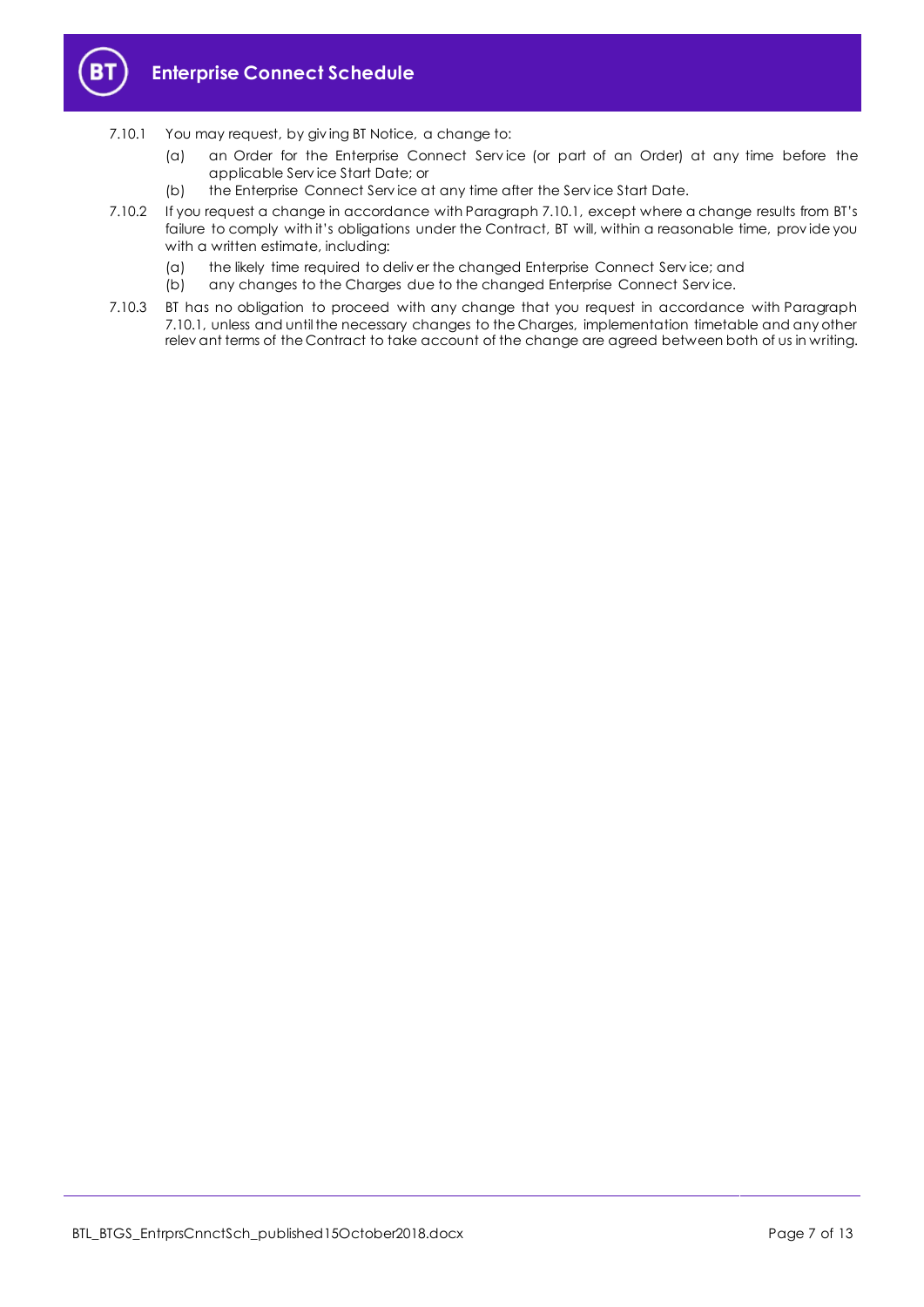7.10.1 You may request, by giving BT Notice, a change to:

   (a) an Order for the Enterprise Connect Service (or part of an Order) at any time before the applicable Service Start Date; or

   (b) the Enterprise Connect Service at any time after the Service Start Date.

7.10.2 If you request a change in accordance with Paragraph 7.10.1, except where a change results from BT's failure to comply with it's obligations under the Contract, BT will, within a reasonable time, provide you with a written estimate, including:

   (a) the likely time required to deliver the changed Enterprise Connect Service; and

   (b) any changes to the Charges due to the changed Enterprise Connect Service.

7.10.3 BT has no obligation to proceed with any change that you request in accordance with Paragraph 7.10.1, unless and until the necessary changes to the Charges, implementation timetable and any other relevant terms of the Contract to take account of the change are agreed between both of us in writing.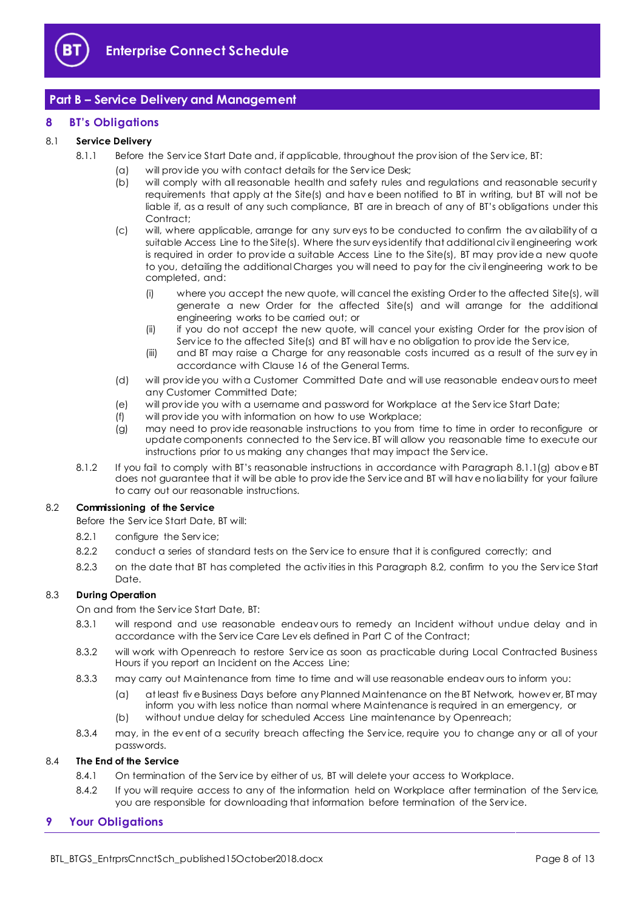## Part B – Service Delivery and Management

## 8 BT's Obligations

### 8.1 Service Delivery

8.1.1 Before the Service Start Date and, if applicable, throughout the provision of the Service, BT:

(a) will provide you with contact details for the Service Desk;

(b) will comply with all reasonable health and safety rules and regulations and reasonable security requirements that apply at the Site(s) and have been notified to BT in writing, but BT will not be liable if, as a result of any such compliance, BT are in breach of any of BT's obligations under this Contract;

(c) will, where applicable, arrange for any surveys to be conducted to confirm the availability of a suitable Access Line to the Site(s). Where the surveys identify that additional civil engineering work is required in order to provide a suitable Access Line to the Site(s), BT may provide a new quote to you, detailing the additional Charges you will need to pay for the civil engineering work to be completed, and:

(i) where you accept the new quote, will cancel the existing Order to the affected Site(s), will generate a new Order for the affected Site(s) and will arrange for the additional engineering works to be carried out; or

(ii) if you do not accept the new quote, will cancel your existing Order for the provision of Service to the affected Site(s) and BT will have no obligation to provide the Service,

(iii) and BT may raise a Charge for any reasonable costs incurred as a result of the survey in accordance with Clause 16 of the General Terms.

(d) will provide you with a Customer Committed Date and will use reasonable endeavours to meet any Customer Committed Date;

(e) will provide you with a username and password for Workplace at the Service Start Date;

(f) will provide you with information on how to use Workplace;

(g) may need to provide reasonable instructions to you from time to time in order to reconfigure or update components connected to the Service. BT will allow you reasonable time to execute our instructions prior to us making any changes that may impact the Service.

8.1.2 If you fail to comply with BT's reasonable instructions in accordance with Paragraph 8.1.1(g) above BT does not guarantee that it will be able to provide the Service and BT will have no liability for your failure to carry out our reasonable instructions.

### 8.2 Commissioning of the Service

Before the Service Start Date, BT will:

8.2.1 configure the Service;

8.2.2 conduct a series of standard tests on the Service to ensure that it is configured correctly; and

8.2.3 on the date that BT has completed the activities in this Paragraph 8.2, confirm to you the Service Start Date.

### 8.3 During Operation

On and from the Service Start Date, BT:

8.3.1 will respond and use reasonable endeavours to remedy an Incident without undue delay and in accordance with the Service Care Levels defined in Part C of the Contract;

8.3.2 will work with Openreach to restore Service as soon as practicable during Local Contracted Business Hours if you report an Incident on the Access Line;

8.3.3 may carry out Maintenance from time to time and will use reasonable endeavours to inform you:

(a) at least five Business Days before any Planned Maintenance on the BT Network, however, BT may inform you with less notice than normal where Maintenance is required in an emergency, or

(b) without undue delay for scheduled Access Line maintenance by Openreach;

8.3.4 may, in the event of a security breach affecting the Service, require you to change any or all of your passwords.

### 8.4 The End of the Service

8.4.1 On termination of the Service by either of us, BT will delete your access to Workplace.

8.4.2 If you will require access to any of the information held on Workplace after termination of the Service, you are responsible for downloading that information before termination of the Service.

## 9 Your Obligations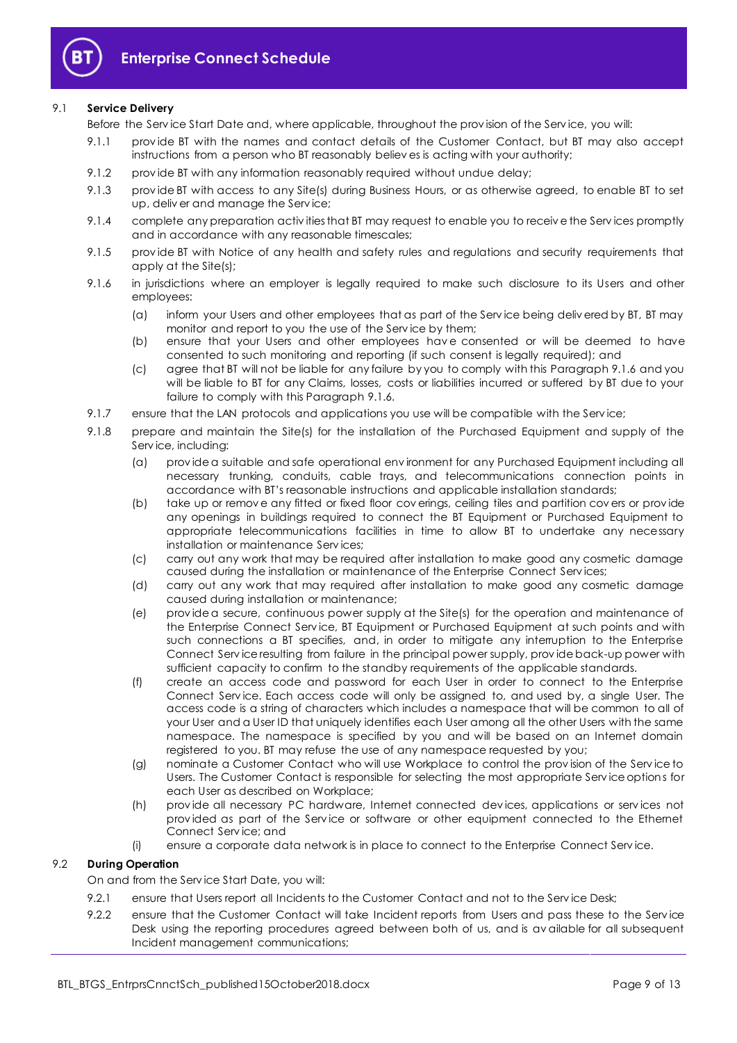9.1 **Service Delivery**

Before the Service Start Date and, where applicable, throughout the provision of the Service, you will:

9.1.1 provide BT with the names and contact details of the Customer Contact, but BT may also accept instructions from a person who BT reasonably believes is acting with your authority;

9.1.2 provide BT with any information reasonably required without undue delay;

9.1.3 provide BT with access to any Site(s) during Business Hours, or as otherwise agreed, to enable BT to set up, deliver and manage the Service;

9.1.4 complete any preparation activities that BT may request to enable you to receive the Services promptly and in accordance with any reasonable timescales;

9.1.5 provide BT with Notice of any health and safety rules and regulations and security requirements that apply at the Site(s);

9.1.6 in jurisdictions where an employer is legally required to make such disclosure to its Users and other employees:

(a) inform your Users and other employees that as part of the Service being delivered by BT, BT may monitor and report to you the use of the Service by them;

(b) ensure that your Users and other employees have consented or will be deemed to have consented to such monitoring and reporting (if such consent is legally required); and

(c) agree that BT will not be liable for any failure by you to comply with this Paragraph 9.1.6 and you will be liable to BT for any Claims, losses, costs or liabilities incurred or suffered by BT due to your failure to comply with this Paragraph 9.1.6.

9.1.7 ensure that the LAN protocols and applications you use will be compatible with the Service;

9.1.8 prepare and maintain the Site(s) for the installation of the Purchased Equipment and supply of the Service, including:

(a) provide a suitable and safe operational environment for any Purchased Equipment including all necessary trunking, conduits, cable trays, and telecommunications connection points in accordance with BT's reasonable instructions and applicable installation standards;

(b) take up or remove any fitted or fixed floor coverings, ceiling tiles and partition covers or provide any openings in buildings required to connect the BT Equipment or Purchased Equipment to appropriate telecommunications facilities in time to allow BT to undertake any necessary installation or maintenance Services;

(c) carry out any work that may be required after installation to make good any cosmetic damage caused during the installation or maintenance of the Enterprise Connect Services;

(d) carry out any work that may required after installation to make good any cosmetic damage caused during installation or maintenance;

(e) provide a secure, continuous power supply at the Site(s) for the operation and maintenance of the Enterprise Connect Service, BT Equipment or Purchased Equipment at such points and with such connections a BT specifies, and, in order to mitigate any interruption to the Enterprise Connect Service resulting from failure in the principal power supply, provide back-up power with sufficient capacity to confirm to the standby requirements of the applicable standards.

(f) create an access code and password for each User in order to connect to the Enterprise Connect Service. Each access code will only be assigned to, and used by, a single User. The access code is a string of characters which includes a namespace that will be common to all of your User and a User ID that uniquely identifies each User among all the other Users with the same namespace. The namespace is specified by you and will be based on an Internet domain registered to you. BT may refuse the use of any namespace requested by you;

(g) nominate a Customer Contact who will use Workplace to control the provision of the Service to Users. The Customer Contact is responsible for selecting the most appropriate Service options for each User as described on Workplace;

(h) provide all necessary PC hardware, Internet connected devices, applications or services not provided as part of the Service or software or other equipment connected to the Ethernet Connect Service; and

(i) ensure a corporate data network is in place to connect to the Enterprise Connect Service.

9.2 **During Operation**

On and from the Service Start Date, you will:

9.2.1 ensure that Users report all Incidents to the Customer Contact and not to the Service Desk;

9.2.2 ensure that the Customer Contact will take Incident reports from Users and pass these to the Service Desk using the reporting procedures agreed between both of us, and is available for all subsequent Incident management communications;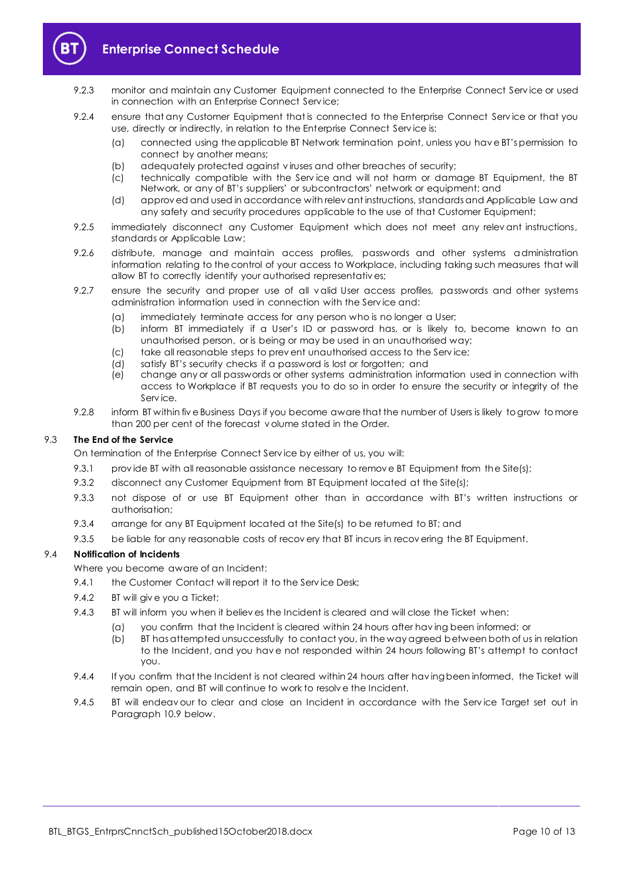9.2.3 monitor and maintain any Customer Equipment connected to the Enterprise Connect Service or used in connection with an Enterprise Connect Service;

9.2.4 ensure that any Customer Equipment that is connected to the Enterprise Connect Service or that you use, directly or indirectly, in relation to the Enterprise Connect Service is:

(a) connected using the applicable BT Network termination point, unless you have BT's permission to connect by another means;

(b) adequately protected against viruses and other breaches of security;

(c) technically compatible with the Service and will not harm or damage BT Equipment, the BT Network, or any of BT's suppliers' or subcontractors' network or equipment; and

(d) approved and used in accordance with relevant instructions, standards and Applicable Law and any safety and security procedures applicable to the use of that Customer Equipment;

9.2.5 immediately disconnect any Customer Equipment which does not meet any relevant instructions, standards or Applicable Law;

9.2.6 distribute, manage and maintain access profiles, passwords and other systems administration information relating to the control of your access to Workplace, including taking such measures that will allow BT to correctly identify your authorised representatives;

9.2.7 ensure the security and proper use of all valid User access profiles, passwords and other systems administration information used in connection with the Service and:

(a) immediately terminate access for any person who is no longer a User;

(b) inform BT immediately if a User's ID or password has, or is likely to, become known to an unauthorised person, or is being or may be used in an unauthorised way;

(c) take all reasonable steps to prevent unauthorised access to the Service;

(d) satisfy BT's security checks if a password is lost or forgotten; and

(e) change any or all passwords or other systems administration information used in connection with access to Workplace if BT requests you to do so in order to ensure the security or integrity of the Service.

9.2.8 inform BT within five Business Days if you become aware that the number of Users is likely to grow to more than 200 per cent of the forecast volume stated in the Order.

### 9.3 The End of the Service

On termination of the Enterprise Connect Service by either of us, you will:

9.3.1 provide BT with all reasonable assistance necessary to remove BT Equipment from the Site(s);

9.3.2 disconnect any Customer Equipment from BT Equipment located at the Site(s);

9.3.3 not dispose of or use BT Equipment other than in accordance with BT's written instructions or authorisation;

9.3.4 arrange for any BT Equipment located at the Site(s) to be returned to BT; and

9.3.5 be liable for any reasonable costs of recovery that BT incurs in recovering the BT Equipment.

### 9.4 Notification of Incidents

Where you become aware of an Incident:

9.4.1 the Customer Contact will report it to the Service Desk;

9.4.2 BT will give you a Ticket;

9.4.3 BT will inform you when it believes the Incident is cleared and will close the Ticket when:

(a) you confirm that the Incident is cleared within 24 hours after having been informed; or

(b) BT has attempted unsuccessfully to contact you, in the way agreed between both of us in relation to the Incident, and you have not responded within 24 hours following BT's attempt to contact you.

9.4.4 If you confirm that the Incident is not cleared within 24 hours after having been informed, the Ticket will remain open, and BT will continue to work to resolve the Incident.

9.4.5 BT will endeavour to clear and close an Incident in accordance with the Service Target set out in Paragraph 10.9 below.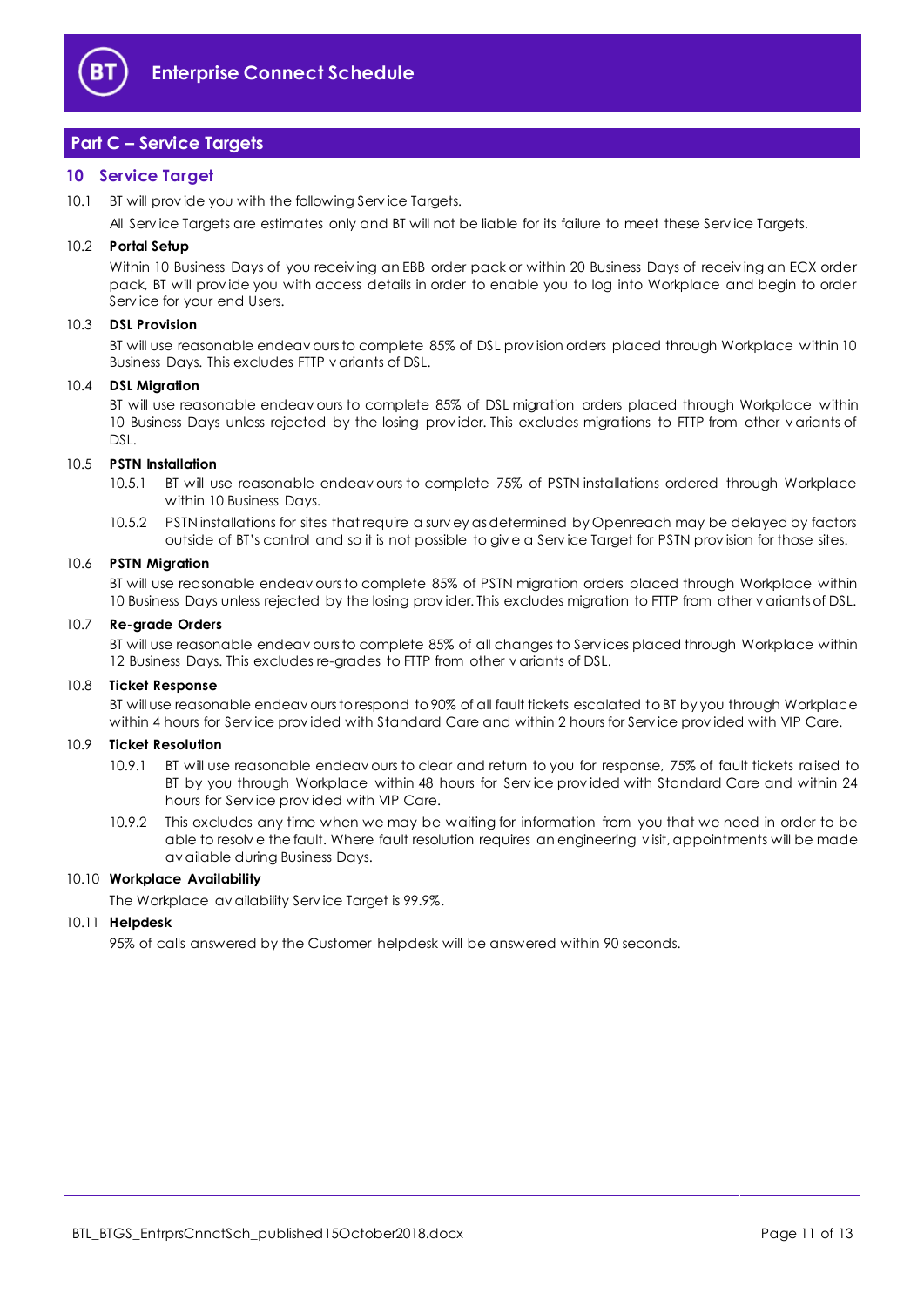## Part C – Service Targets

### 10 Service Target

10.1 BT will provide you with the following Service Targets.

All Service Targets are estimates only and BT will not be liable for its failure to meet these Service Targets.

10.2 **Portal Setup**

Within 10 Business Days of you receiving an EBB order pack or within 20 Business Days of receiving an ECX order pack, BT will provide you with access details in order to enable you to log into Workplace and begin to order Service for your end Users.

10.3 **DSL Provision**

BT will use reasonable endeavours to complete 85% of DSL provision orders placed through Workplace within 10 Business Days. This excludes FTTP variants of DSL.

10.4 **DSL Migration**

BT will use reasonable endeavours to complete 85% of DSL migration orders placed through Workplace within 10 Business Days unless rejected by the losing provider. This excludes migrations to FTTP from other variants of DSL.

10.5 **PSTN Installation**

10.5.1 BT will use reasonable endeavours to complete 75% of PSTN installations ordered through Workplace within 10 Business Days.

10.5.2 PSTN installations for sites that require a survey as determined by Openreach may be delayed by factors outside of BT's control and so it is not possible to give a Service Target for PSTN provision for those sites.

10.6 **PSTN Migration**

BT will use reasonable endeavours to complete 85% of PSTN migration orders placed through Workplace within 10 Business Days unless rejected by the losing provider. This excludes migration to FTTP from other variants of DSL.

10.7 **Re-grade Orders**

BT will use reasonable endeavours to complete 85% of all changes to Services placed through Workplace within 12 Business Days. This excludes re-grades to FTTP from other variants of DSL.

10.8 **Ticket Response**

BT will use reasonable endeavours to respond to 90% of all fault tickets escalated to BT by you through Workplace within 4 hours for Service provided with Standard Care and within 2 hours for Service provided with VIP Care.

10.9 **Ticket Resolution**

10.9.1 BT will use reasonable endeavours to clear and return to you for response, 75% of fault tickets raised to BT by you through Workplace within 48 hours for Service provided with Standard Care and within 24 hours for Service provided with VIP Care.

10.9.2 This excludes any time when we may be waiting for information from you that we need in order to be able to resolve the fault. Where fault resolution requires an engineering visit, appointments will be made available during Business Days.

10.10 **Workplace Availability**

The Workplace availability Service Target is 99.9%.

10.11 **Helpdesk**

95% of calls answered by the Customer helpdesk will be answered within 90 seconds.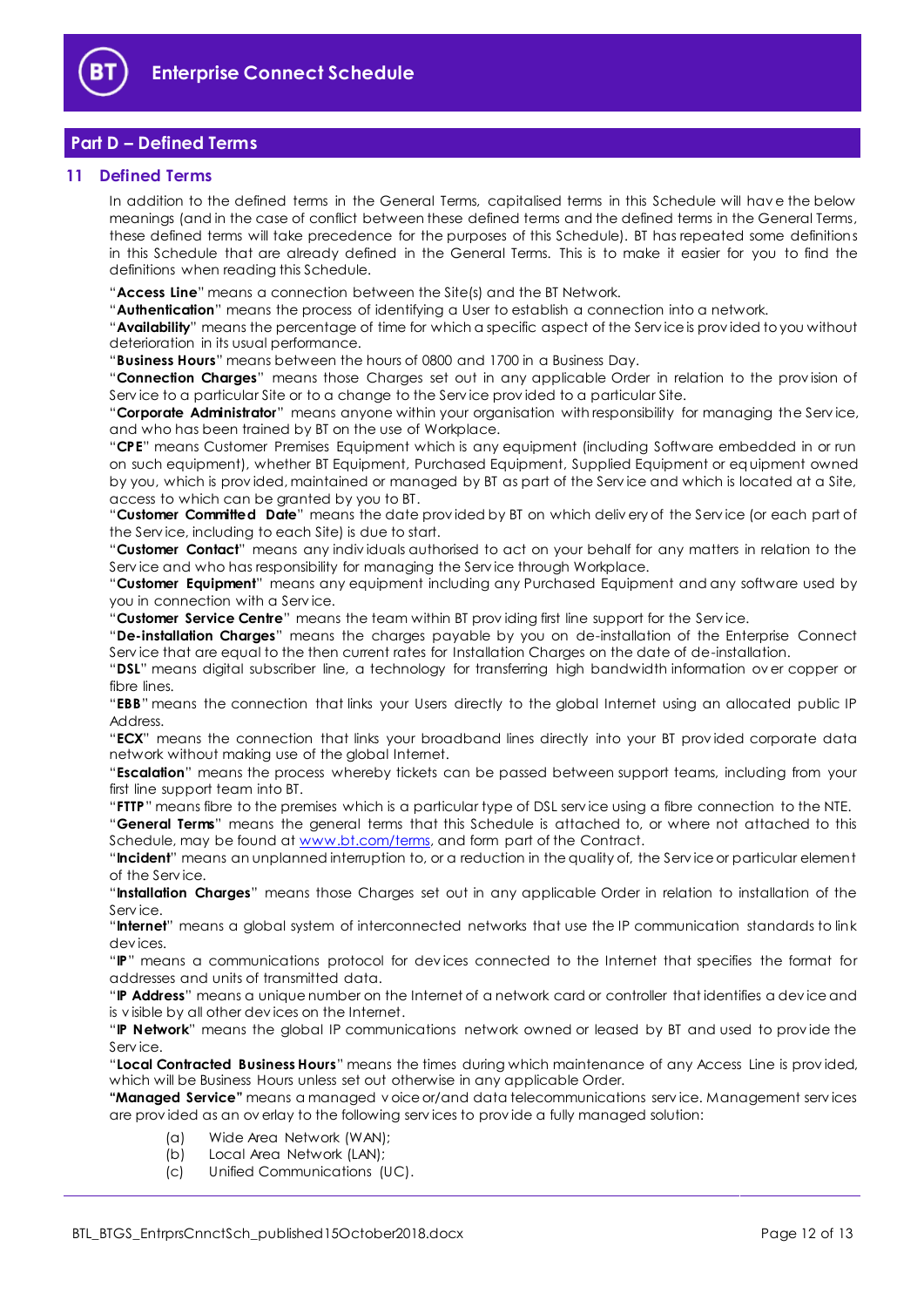## Part D – Defined Terms

### 11 Defined Terms

In addition to the defined terms in the General Terms, capitalised terms in this Schedule will have the below meanings (and in the case of conflict between these defined terms and the defined terms in the General Terms, these defined terms will take precedence for the purposes of this Schedule). BT has repeated some definitions in this Schedule that are already defined in the General Terms. This is to make it easier for you to find the definitions when reading this Schedule.

"**Access Line**" means a connection between the Site(s) and the BT Network.

"**Authentication**" means the process of identifying a User to establish a connection into a network.

"**Availability**" means the percentage of time for which a specific aspect of the Service is provided to you without deterioration in its usual performance.

"**Business Hours**" means between the hours of 0800 and 1700 in a Business Day.

"**Connection Charges**" means those Charges set out in any applicable Order in relation to the provision of Service to a particular Site or to a change to the Service provided to a particular Site.

"**Corporate Administrator**" means anyone within your organisation with responsibility for managing the Service, and who has been trained by BT on the use of Workplace.

"**CPE**" means Customer Premises Equipment which is any equipment (including Software embedded in or run on such equipment), whether BT Equipment, Purchased Equipment, Supplied Equipment or equipment owned by you, which is provided, maintained or managed by BT as part of the Service and which is located at a Site, access to which can be granted by you to BT.

"**Customer Committed Date**" means the date provided by BT on which delivery of the Service (or each part of the Service, including to each Site) is due to start.

"**Customer Contact**" means any individuals authorised to act on your behalf for any matters in relation to the Service and who has responsibility for managing the Service through Workplace.

"**Customer Equipment**" means any equipment including any Purchased Equipment and any software used by you in connection with a Service.

"**Customer Service Centre**" means the team within BT providing first line support for the Service.

"**De-installation Charges**" means the charges payable by you on de-installation of the Enterprise Connect Service that are equal to the then current rates for Installation Charges on the date of de-installation.

"**DSL**" means digital subscriber line, a technology for transferring high bandwidth information over copper or fibre lines.

"**EBB**" means the connection that links your Users directly to the global Internet using an allocated public IP Address.

"**ECX**" means the connection that links your broadband lines directly into your BT provided corporate data network without making use of the global Internet.

"**Escalation**" means the process whereby tickets can be passed between support teams, including from your first line support team into BT.

"**FTTP**" means fibre to the premises which is a particular type of DSL service using a fibre connection to the NTE.

"**General Terms**" means the general terms that this Schedule is attached to, or where not attached to this Schedule, may be found at www.bt.com/terms, and form part of the Contract.

"**Incident**" means an unplanned interruption to, or a reduction in the quality of, the Service or particular element of the Service.

"**Installation Charges**" means those Charges set out in any applicable Order in relation to installation of the Service.

"**Internet**" means a global system of interconnected networks that use the IP communication standards to link devices.

"**IP**" means a communications protocol for devices connected to the Internet that specifies the format for addresses and units of transmitted data.

"**IP Address**" means a unique number on the Internet of a network card or controller that identifies a device and is visible by all other devices on the Internet.

"**IP Network**" means the global IP communications network owned or leased by BT and used to provide the Service.

"**Local Contracted Business Hours**" means the times during which maintenance of any Access Line is provided, which will be Business Hours unless set out otherwise in any applicable Order.

**"Managed Service"** means a managed voice or/and data telecommunications service. Management services are provided as an overlay to the following services to provide a fully managed solution:

(a) Wide Area Network (WAN);
(b) Local Area Network (LAN);
(c) Unified Communications (UC).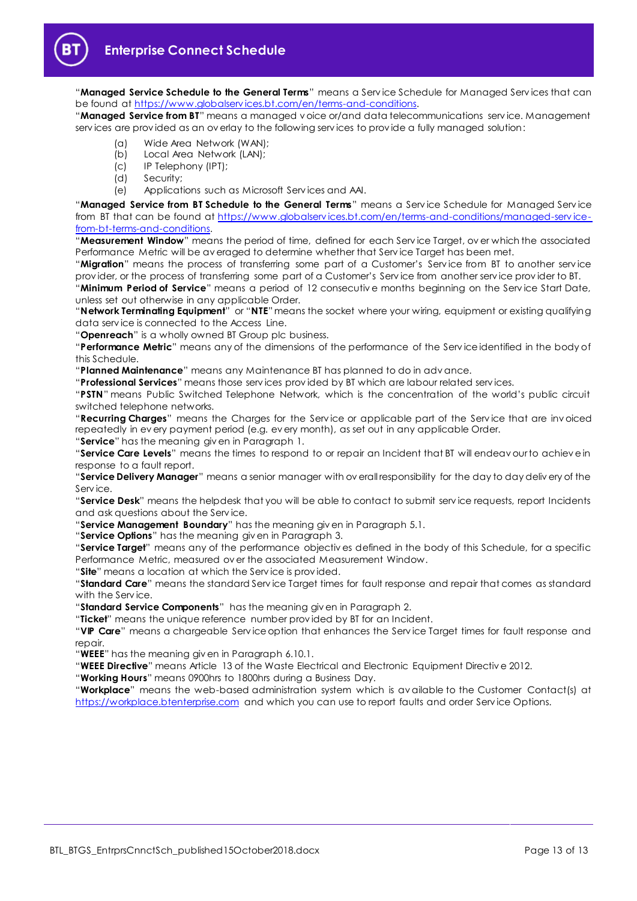"**Managed Service Schedule to the General Terms**" means a Service Schedule for Managed Services that can be found at https://www.globalservices.bt.com/en/terms-and-conditions.

"**Managed Service from BT**" means a managed voice or/and data telecommunications service. Management services are provided as an overlay to the following services to provide a fully managed solution:

(a) Wide Area Network (WAN);
(b) Local Area Network (LAN);
(c) IP Telephony (IPT);
(d) Security;
(e) Applications such as Microsoft Services and AAI.

"**Managed Service from BT Schedule to the General Terms**" means a Service Schedule for Managed Service from BT that can be found at https://www.globalservices.bt.com/en/terms-and-conditions/managed-service-from-bt-terms-and-conditions.

"**Measurement Window**" means the period of time, defined for each Service Target, over which the associated Performance Metric will be averaged to determine whether that Service Target has been met.

"**Migration**" means the process of transferring some part of a Customer's Service from BT to another service provider, or the process of transferring some part of a Customer's Service from another service provider to BT.

"**Minimum Period of Service**" means a period of 12 consecutive months beginning on the Service Start Date, unless set out otherwise in any applicable Order.

"**Network Terminating Equipment**" or "**NTE**" means the socket where your wiring, equipment or existing qualifying data service is connected to the Access Line.

"**Openreach**" is a wholly owned BT Group plc business.

"**Performance Metric**" means any of the dimensions of the performance of the Service identified in the body of this Schedule.

"**Planned Maintenance**" means any Maintenance BT has planned to do in advance.

"**Professional Services**" means those services provided by BT which are labour related services.

"**PSTN**" means Public Switched Telephone Network, which is the concentration of the world's public circuit switched telephone networks.

"**Recurring Charges**" means the Charges for the Service or applicable part of the Service that are invoiced repeatedly in every payment period (e.g. every month), as set out in any applicable Order.

"**Service**" has the meaning given in Paragraph 1.

"**Service Care Levels**" means the times to respond to or repair an Incident that BT will endeavour to achieve in response to a fault report.

"**Service Delivery Manager**" means a senior manager with overall responsibility for the day to day delivery of the Service.

"**Service Desk**" means the helpdesk that you will be able to contact to submit service requests, report Incidents and ask questions about the Service.

"**Service Management Boundary**" has the meaning given in Paragraph 5.1.

"**Service Options**" has the meaning given in Paragraph 3.

"**Service Target**" means any of the performance objectives defined in the body of this Schedule, for a specific Performance Metric, measured over the associated Measurement Window.

"**Site**" means a location at which the Service is provided.

"**Standard Care**" means the standard Service Target times for fault response and repair that comes as standard with the Service.

"**Standard Service Components**" has the meaning given in Paragraph 2.

"**Ticket**" means the unique reference number provided by BT for an Incident.

"**VIP Care**" means a chargeable Service option that enhances the Service Target times for fault response and repair.

"**WEEE**" has the meaning given in Paragraph 6.10.1.

"**WEEE Directive**" means Article 13 of the Waste Electrical and Electronic Equipment Directive 2012.

"**Working Hours**" means 0900hrs to 1800hrs during a Business Day.

"**Workplace**" means the web-based administration system which is available to the Customer Contact(s) at https://workplace.btenterprise.com and which you can use to report faults and order Service Options.